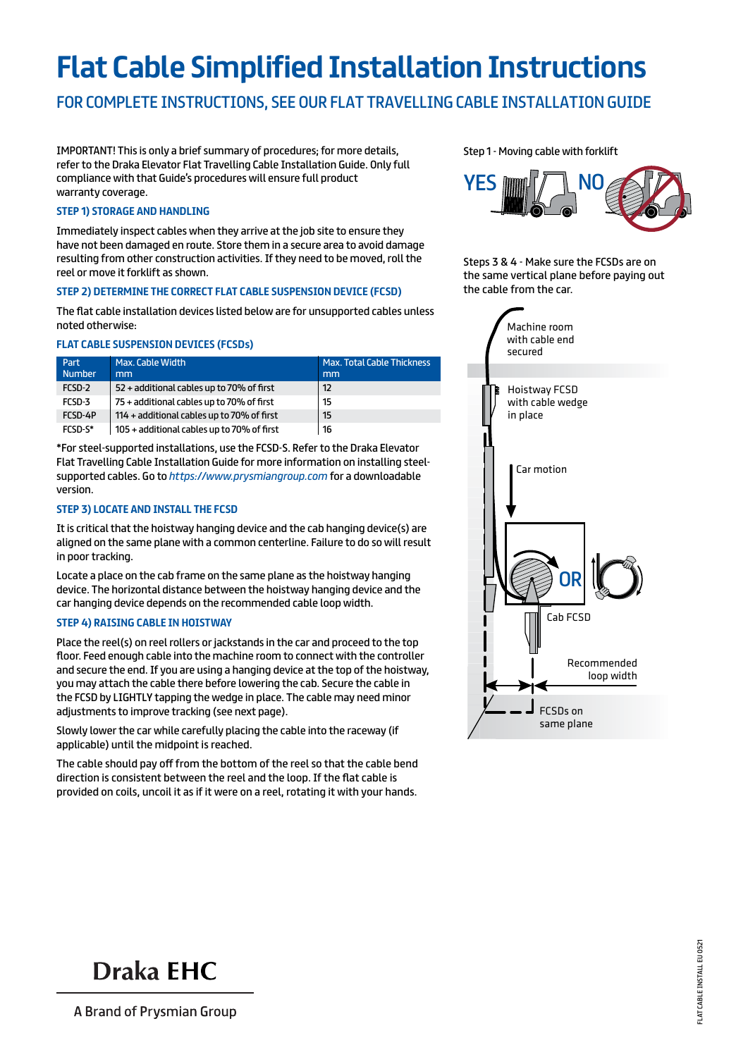# Flat Cable Simplified Installation Instructions

## FOR COMPLETE INSTRUCTIONS, SEE OUR FLAT TRAVELLING CABLE INSTALLATION GUIDE

IMPORTANT! This is only a brief summary of procedures; for more details, refer to the Draka Elevator Flat Travelling Cable Installation Guide. Only full compliance with that Guide's procedures will ensure full product warranty coverage.

### STEP 1) STORAGE AND HANDLING

Immediately inspect cables when they arrive at the job site to ensure they have not been damaged en route. Store them in a secure area to avoid damage resulting from other construction activities. If they need to be moved, roll the reel or move it forklift as shown.

### STEP 2) DETERMINE THE CORRECT FLAT CABLE SUSPENSION DEVICE (FCSD)

The flat cable installation devices listed below are for unsupported cables unless noted otherwise:

### FLAT CABLE SUSPENSION DEVICES (FCSDs)

| Part Number | Max. Cable Width mm | Max. Total Cable Thickness mm |
|---|---|---|
| FCSD-2 | 52 + additional cables up to 70% of first | 12 |
| FCSD-3 | 75 + additional cables up to 70% of first | 15 |
| FCSD-4P | 114 + additional cables up to 70% of first | 15 |
| FCSD-S* | 105 + additional cables up to 70% of first | 16 |

*For steel-supported installations, use the FCSD-S. Refer to the Draka Elevator Flat Travelling Cable Installation Guide for more information on installing steel-supported cables. Go to *https://www.prysmiangroup.com* for a downloadable version.

### STEP 3) LOCATE AND INSTALL THE FCSD

It is critical that the hoistway hanging device and the cab hanging device(s) are aligned on the same plane with a common centerline. Failure to do so will result in poor tracking.

Locate a place on the cab frame on the same plane as the hoistway hanging device. The horizontal distance between the hoistway hanging device and the car hanging device depends on the recommended cable loop width.

### STEP 4) RAISING CABLE IN HOISTWAY

Place the reel(s) on reel rollers or jackstands in the car and proceed to the top floor. Feed enough cable into the machine room to connect with the controller and secure the end. If you are using a hanging device at the top of the hoistway, you may attach the cable there before lowering the cab. Secure the cable in the FCSD by LIGHTLY tapping the wedge in place. The cable may need minor adjustments to improve tracking (see next page).

Slowly lower the car while carefully placing the cable into the raceway (if applicable) until the midpoint is reached.

The cable should pay off from the bottom of the reel so that the cable bend direction is consistent between the reel and the loop. If the flat cable is provided on coils, uncoil it as if it were on a reel, rotating it with your hands.

Step 1 - Moving cable with forklift

YES NO

Steps 3 & 4 - Make sure the FCSDs are on the same vertical plane before paying out the cable from the car.

Machine room with cable end secured

Hoistway FCSD with cable wedge in place

Car motion

OR

Cab FCSD

Recommended loop width

FCSDs on same plane

Draka EHC

A Brand of Prysmian Group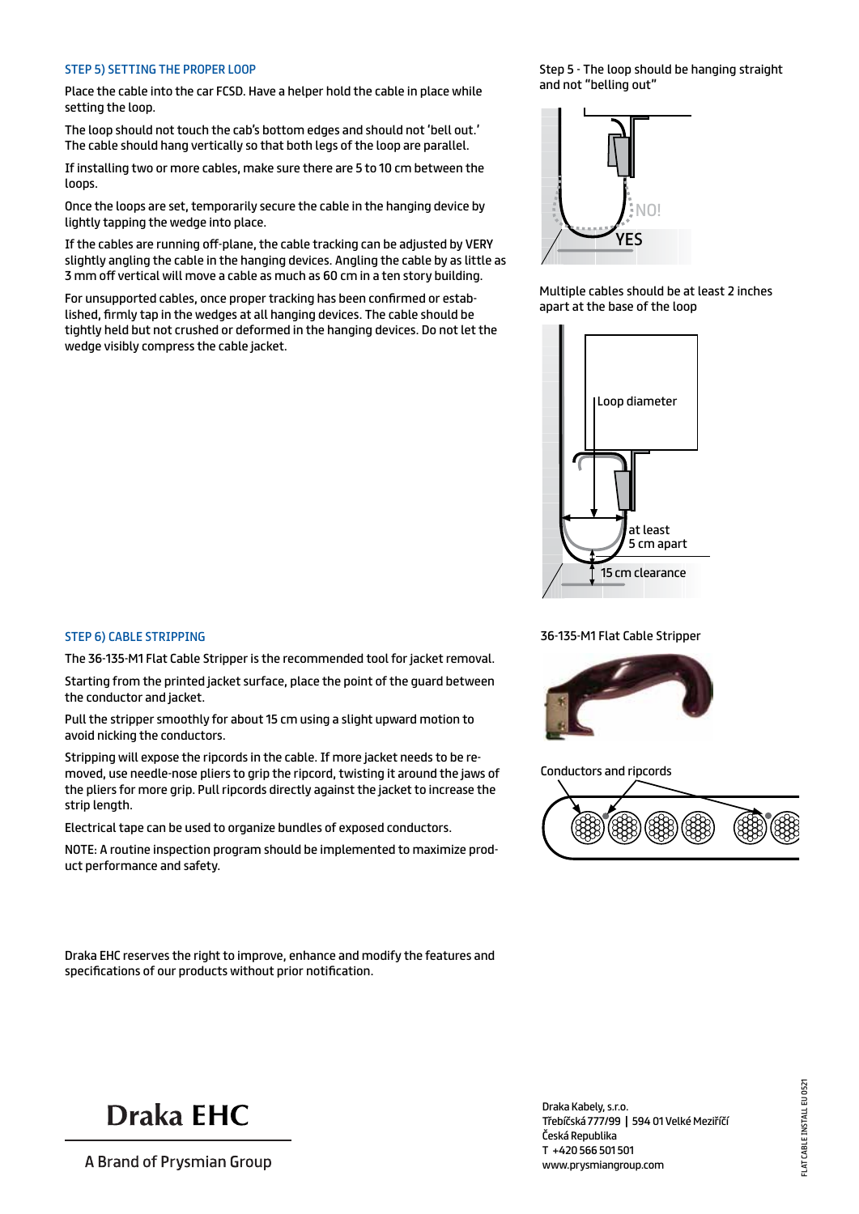## STEP 5) SETTING THE PROPER LOOP

Place the cable into the car FCSD. Have a helper hold the cable in place while setting the loop.

The loop should not touch the cab's bottom edges and should not 'bell out.' The cable should hang vertically so that both legs of the loop are parallel.

If installing two or more cables, make sure there are 5 to 10 cm between the loops.

Once the loops are set, temporarily secure the cable in the hanging device by lightly tapping the wedge into place.

If the cables are running off-plane, the cable tracking can be adjusted by VERY slightly angling the cable in the hanging devices. Angling the cable by as little as 3 mm off vertical will move a cable as much as 60 cm in a ten story building.

For unsupported cables, once proper tracking has been confirmed or established, firmly tap in the wedges at all hanging devices. The cable should be tightly held but not crushed or deformed in the hanging devices. Do not let the wedge visibly compress the cable jacket.

Step 5 - The loop should be hanging straight and not "belling out"

NO!

YES

Multiple cables should be at least 2 inches apart at the base of the loop

Loop diameter

at least 5 cm apart

15 cm clearance

## STEP 6) CABLE STRIPPING

The 36-135-M1 Flat Cable Stripper is the recommended tool for jacket removal.

Starting from the printed jacket surface, place the point of the guard between the conductor and jacket.

Pull the stripper smoothly for about 15 cm using a slight upward motion to avoid nicking the conductors.

Stripping will expose the ripcords in the cable. If more jacket needs to be removed, use needle-nose pliers to grip the ripcord, twisting it around the jaws of the pliers for more grip. Pull ripcords directly against the jacket to increase the strip length.

Electrical tape can be used to organize bundles of exposed conductors.

NOTE: A routine inspection program should be implemented to maximize product performance and safety.

36-135-M1 Flat Cable Stripper

Conductors and ripcords

Draka EHC reserves the right to improve, enhance and modify the features and specifications of our products without prior notification.

**Draka EHC**

A Brand of Prysmian Group

Draka Kabely, s.r.o.
Třebíčská 777/99 | 594 01 Velké Meziříčí
Česká Republika
T +420 566 501 501
www.prysmiangroup.com

FLAT CABLE INSTALL EU 0521